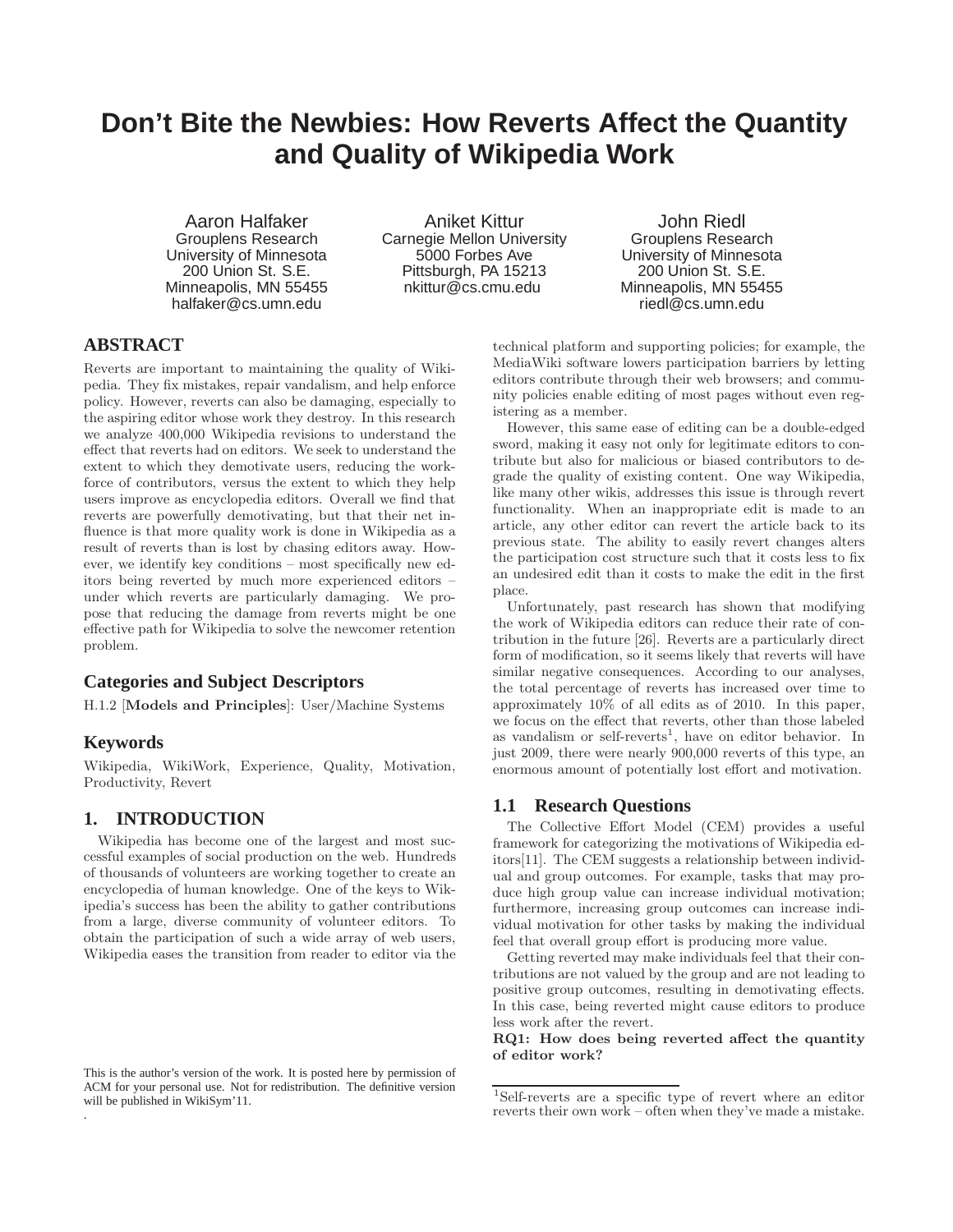# Don't Bite the Newbies: How Reverts Affect the Quantity and Quality of Wikipedia Work

Aaron Halfaker
Grouplens Research
University of Minnesota
200 Union St. S.E.
Minneapolis, MN 55455
halfaker@cs.umn.edu

Aniket Kittur
Carnegie Mellon University
5000 Forbes Ave
Pittsburgh, PA 15213
nkittur@cs.cmu.edu

John Riedl
Grouplens Research
University of Minnesota
200 Union St. S.E.
Minneapolis, MN 55455
riedl@cs.umn.edu

## ABSTRACT

Reverts are important to maintaining the quality of Wikipedia. They fix mistakes, repair vandalism, and help enforce policy. However, reverts can also be damaging, especially to the aspiring editor whose work they destroy. In this research we analyze 400,000 Wikipedia revisions to understand the effect that reverts had on editors. We seek to understand the extent to which they demotivate users, reducing the workforce of contributors, versus the extent to which they help users improve as encyclopedia editors. Overall we find that reverts are powerfully demotivating, but that their net influence is that more quality work is done in Wikipedia as a result of reverts than is lost by chasing editors away. However, we identify key conditions – most specifically new editors being reverted by much more experienced editors – under which reverts are particularly damaging. We propose that reducing the damage from reverts might be one effective path for Wikipedia to solve the newcomer retention problem.

### Categories and Subject Descriptors

H.1.2 [**Models and Principles**]: User/Machine Systems

### Keywords

Wikipedia, WikiWork, Experience, Quality, Motivation, Productivity, Revert

## 1. INTRODUCTION

Wikipedia has become one of the largest and most successful examples of social production on the web. Hundreds of thousands of volunteers are working together to create an encyclopedia of human knowledge. One of the keys to Wikipedia's success has been the ability to gather contributions from a large, diverse community of volunteer editors. To obtain the participation of such a wide array of web users, Wikipedia eases the transition from reader to editor via the technical platform and supporting policies; for example, the MediaWiki software lowers participation barriers by letting editors contribute through their web browsers; and community policies enable editing of most pages without even registering as a member.

However, this same ease of editing can be a double-edged sword, making it easy not only for legitimate editors to contribute but also for malicious or biased contributors to degrade the quality of existing content. One way Wikipedia, like many other wikis, addresses this issue is through revert functionality. When an inappropriate edit is made to an article, any other editor can revert the article back to its previous state. The ability to easily revert changes alters the participation cost structure such that it costs less to fix an undesired edit than it costs to make the edit in the first place.

Unfortunately, past research has shown that modifying the work of Wikipedia editors can reduce their rate of contribution in the future [26]. Reverts are a particularly direct form of modification, so it seems likely that reverts will have similar negative consequences. According to our analyses, the total percentage of reverts has increased over time to approximately 10% of all edits as of 2010. In this paper, we focus on the effect that reverts, other than those labeled as vandalism or self-reverts[1], have on editor behavior. In just 2009, there were nearly 900,000 reverts of this type, an enormous amount of potentially lost effort and motivation.

### 1.1 Research Questions

The Collective Effort Model (CEM) provides a useful framework for categorizing the motivations of Wikipedia editors[11]. The CEM suggests a relationship between individual and group outcomes. For example, tasks that may produce high group value can increase individual motivation; furthermore, increasing group outcomes can increase individual motivation for other tasks by making the individual feel that overall group effort is producing more value.

Getting reverted may make individuals feel that their contributions are not valued by the group and are not leading to positive group outcomes, resulting in demotivating effects. In this case, being reverted might cause editors to produce less work after the revert.

**RQ1: How does being reverted affect the quantity of editor work?**

[1]Self-reverts are a specific type of revert where an editor reverts their own work – often when they've made a mistake.

This is the author's version of the work. It is posted here by permission of ACM for your personal use. Not for redistribution. The definitive version will be published in WikiSym'11.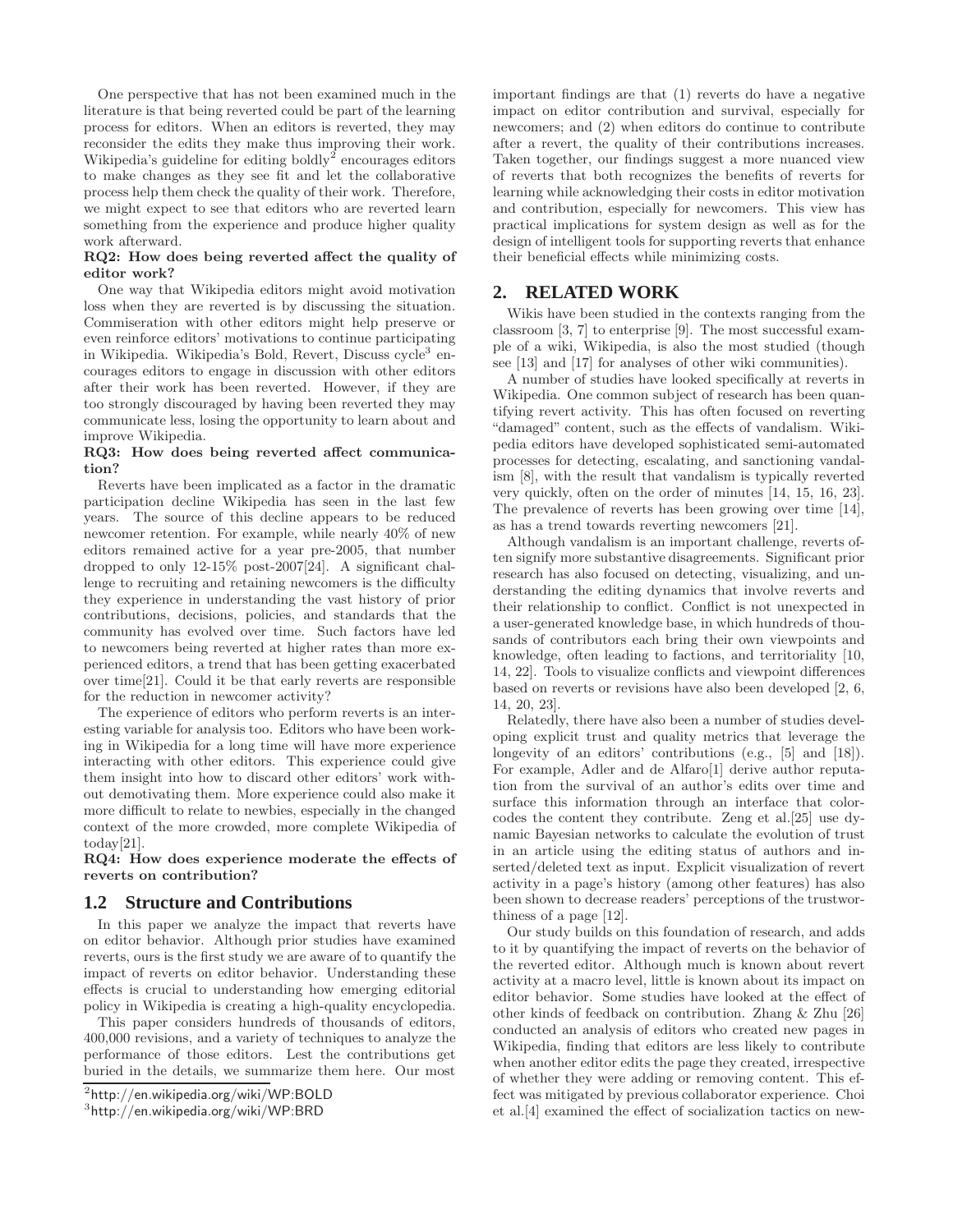One perspective that has not been examined much in the literature is that being reverted could be part of the learning process for editors. When an editors is reverted, they may reconsider the edits they make thus improving their work. Wikipedia's guideline for editing boldly[2] encourages editors to make changes as they see fit and let the collaborative process help them check the quality of their work. Therefore, we might expect to see that editors who are reverted learn something from the experience and produce higher quality work afterward.

**RQ2: How does being reverted affect the quality of editor work?**

One way that Wikipedia editors might avoid motivation loss when they are reverted is by discussing the situation. Commiseration with other editors might help preserve or even reinforce editors' motivations to continue participating in Wikipedia. Wikipedia's Bold, Revert, Discuss cycle[3] encourages editors to engage in discussion with other editors after their work has been reverted. However, if they are too strongly discouraged by having been reverted they may communicate less, losing the opportunity to learn about and improve Wikipedia.

**RQ3: How does being reverted affect communication?**

Reverts have been implicated as a factor in the dramatic participation decline Wikipedia has seen in the last few years. The source of this decline appears to be reduced newcomer retention. For example, while nearly 40% of new editors remained active for a year pre-2005, that number dropped to only 12-15% post-2007[24]. A significant challenge to recruiting and retaining newcomers is the difficulty they experience in understanding the vast history of prior contributions, decisions, policies, and standards that the community has evolved over time. Such factors have led to newcomers being reverted at higher rates than more experienced editors, a trend that has been getting exacerbated over time[21]. Could it be that early reverts are responsible for the reduction in newcomer activity?

The experience of editors who perform reverts is an interesting variable for analysis too. Editors who have been working in Wikipedia for a long time will have more experience interacting with other editors. This experience could give them insight into how to discard other editors' work without demotivating them. More experience could also make it more difficult to relate to newbies, especially in the changed context of the more crowded, more complete Wikipedia of today[21].

**RQ4: How does experience moderate the effects of reverts on contribution?**

### 1.2 Structure and Contributions

In this paper we analyze the impact that reverts have on editor behavior. Although prior studies have examined reverts, ours is the first study we are aware of to quantify the impact of reverts on editor behavior. Understanding these effects is crucial to understanding how emerging editorial policy in Wikipedia is creating a high-quality encyclopedia.

This paper considers hundreds of thousands of editors, 400,000 revisions, and a variety of techniques to analyze the performance of those editors. Lest the contributions get buried in the details, we summarize them here. Our most important findings are that (1) reverts do have a negative impact on editor contribution and survival, especially for newcomers; and (2) when editors do continue to contribute after a revert, the quality of their contributions increases. Taken together, our findings suggest a more nuanced view of reverts that both recognizes the benefits of reverts for learning while acknowledging their costs in editor motivation and contribution, especially for newcomers. This view has practical implications for system design as well as for the design of intelligent tools for supporting reverts that enhance their beneficial effects while minimizing costs.

[2] http://en.wikipedia.org/wiki/WP:BOLD

[3] http://en.wikipedia.org/wiki/WP:BRD

## 2. RELATED WORK

Wikis have been studied in the contexts ranging from the classroom [3, 7] to enterprise [9]. The most successful example of a wiki, Wikipedia, is also the most studied (though see [13] and [17] for analyses of other wiki communities).

A number of studies have looked specifically at reverts in Wikipedia. One common subject of research has been quantifying revert activity. This has often focused on reverting "damaged" content, such as the effects of vandalism. Wikipedia editors have developed sophisticated semi-automated processes for detecting, escalating, and sanctioning vandalism [8], with the result that vandalism is typically reverted very quickly, often on the order of minutes [14, 15, 16, 23]. The prevalence of reverts has been growing over time [14], as has a trend towards reverting newcomers [21].

Although vandalism is an important challenge, reverts often signify more substantive disagreements. Significant prior research has also focused on detecting, visualizing, and understanding the editing dynamics that involve reverts and their relationship to conflict. Conflict is not unexpected in a user-generated knowledge base, in which hundreds of thousands of contributors each bring their own viewpoints and knowledge, often leading to factions, and territoriality [10, 14, 22]. Tools to visualize conflicts and viewpoint differences based on reverts or revisions have also been developed [2, 6, 14, 20, 23].

Relatedly, there have also been a number of studies developing explicit trust and quality metrics that leverage the longevity of an editors' contributions (e.g., [5] and [18]). For example, Adler and de Alfaro[1] derive author reputation from the survival of an author's edits over time and surface this information through an interface that color-codes the content they contribute. Zeng et al.[25] use dynamic Bayesian networks to calculate the evolution of trust in an article using the editing status of authors and inserted/deleted text as input. Explicit visualization of revert activity in a page's history (among other features) has also been shown to decrease readers' perceptions of the trustworthiness of a page [12].

Our study builds on this foundation of research, and adds to it by quantifying the impact of reverts on the behavior of the reverted editor. Although much is known about revert activity at a macro level, little is known about its impact on editor behavior. Some studies have looked at the effect of other kinds of feedback on contribution. Zhang & Zhu [26] conducted an analysis of editors who created new pages in Wikipedia, finding that editors are less likely to contribute when another editor edits the page they created, irrespective of whether they were adding or removing content. This effect was mitigated by previous collaborator experience. Choi et al.[4] examined the effect of socialization tactics on new-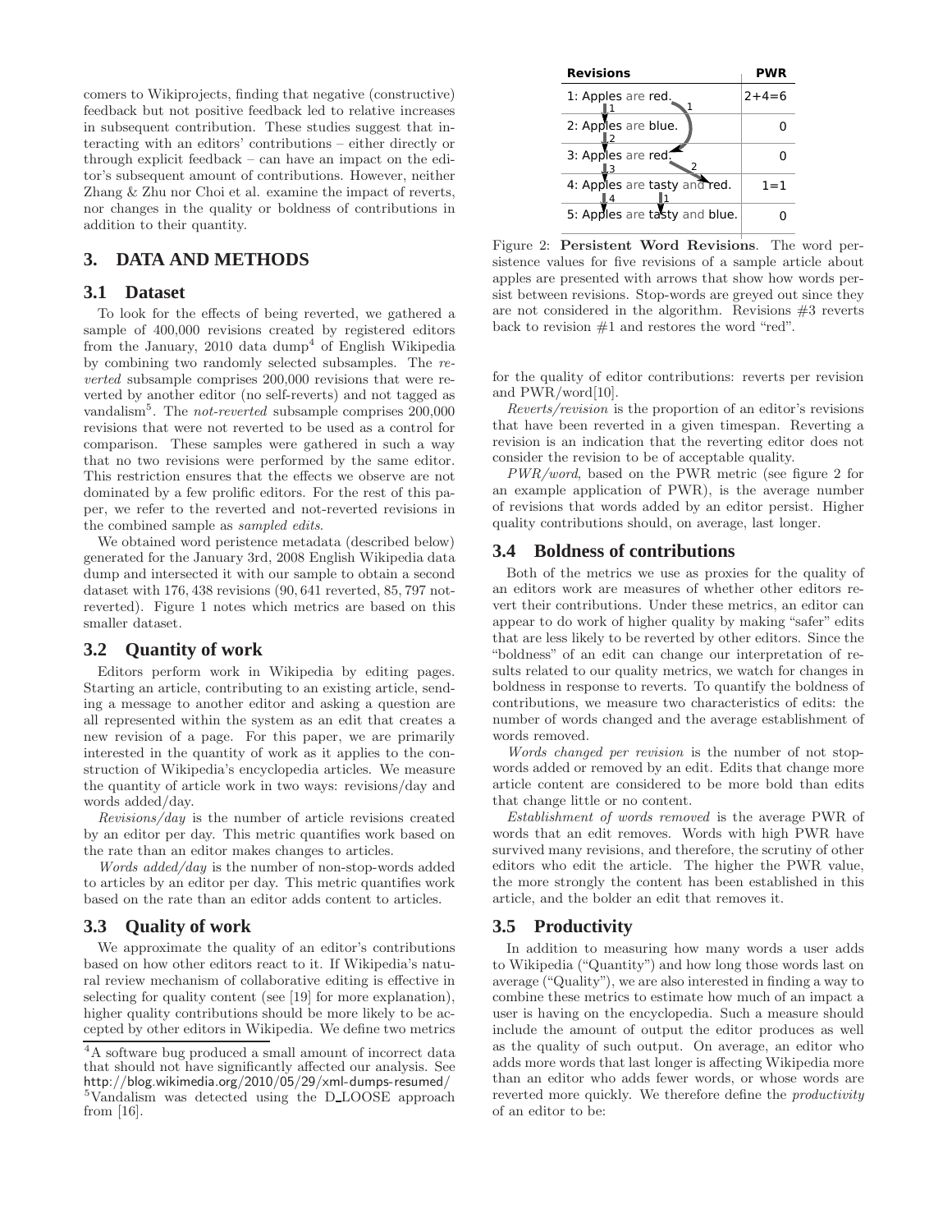comers to Wikiprojects, finding that negative (constructive) feedback but not positive feedback led to relative increases in subsequent contribution. These studies suggest that interacting with an editors' contributions – either directly or through explicit feedback – can have an impact on the editor's subsequent amount of contributions. However, neither Zhang & Zhu nor Choi et al. examine the impact of reverts, nor changes in the quality or boldness of contributions in addition to their quantity.

## 3. DATA AND METHODS

### 3.1 Dataset

To look for the effects of being reverted, we gathered a sample of 400,000 revisions created by registered editors from the January, 2010 data dump[4] of English Wikipedia by combining two randomly selected subsamples. The *reverted* subsample comprises 200,000 revisions that were reverted by another editor (no self-reverts) and not tagged as vandalism[5]. The *not-reverted* subsample comprises 200,000 revisions that were not reverted to be used as a control for comparison. These samples were gathered in such a way that no two revisions were performed by the same editor. This restriction ensures that the effects we observe are not dominated by a few prolific editors. For the rest of this paper, we refer to the reverted and not-reverted revisions in the combined sample as *sampled edits*.

We obtained word peristence metadata (described below) generated for the January 3rd, 2008 English Wikipedia data dump and intersected it with our sample to obtain a second dataset with 176,438 revisions (90,641 reverted, 85,797 not-reverted). Figure 1 notes which metrics are based on this smaller dataset.

### 3.2 Quantity of work

Editors perform work in Wikipedia by editing pages. Starting an article, contributing to an existing article, sending a message to another editor and asking a question are all represented within the system as an edit that creates a new revision of a page. For this paper, we are primarily interested in the quantity of work as it applies to the construction of Wikipedia's encyclopedia articles. We measure the quantity of article work in two ways: revisions/day and words added/day.

*Revisions/day* is the number of article revisions created by an editor per day. This metric quantifies work based on the rate than an editor makes changes to articles.

*Words added/day* is the number of non-stop-words added to articles by an editor per day. This metric quantifies work based on the rate than an editor adds content to articles.

### 3.3 Quality of work

We approximate the quality of an editor's contributions based on how other editors react to it. If Wikipedia's natural review mechanism of collaborative editing is effective in selecting for quality content (see [19] for more explanation), higher quality contributions should be more likely to be accepted by other editors in Wikipedia. We define two metrics for the quality of editor contributions: reverts per revision and PWR/word[10].

*Reverts/revision* is the proportion of an editor's revisions that have been reverted in a given timespan. Reverting a revision is an indication that the reverting editor does not consider the revision to be of acceptable quality.

*PWR/word*, based on the PWR metric (see figure 2 for an example application of PWR), is the average number of revisions that words added by an editor persist. Higher quality contributions should, on average, last longer.

| Revisions | PWR |
|---|---|
| 1: Apples are red. | 2+4=6 |
| 2: Apples are blue. | 0 |
| 3: Apples are red. | 0 |
| 4: Apples are tasty and red. | 1=1 |
| 5: Apples are tasty and blue. | 0 |

Figure 2: **Persistent Word Revisions**. The word persistence values for five revisions of a sample article about apples are presented with arrows that show how words persist between revisions. Stop-words are greyed out since they are not considered in the algorithm. Revisions #3 reverts back to revision #1 and restores the word "red".

### 3.4 Boldness of contributions

Both of the metrics we use as proxies for the quality of an editors work are measures of whether other editors revert their contributions. Under these metrics, an editor can appear to do work of higher quality by making "safer" edits that are less likely to be reverted by other editors. Since the "boldness" of an edit can change our interpretation of results related to our quality metrics, we watch for changes in boldness in response to reverts. To quantify the boldness of contributions, we measure two characteristics of edits: the number of words changed and the average establishment of words removed.

*Words changed per revision* is the number of not stop-words added or removed by an edit. Edits that change more article content are considered to be more bold than edits that change little or no content.

*Establishment of words removed* is the average PWR of words that an edit removes. Words with high PWR have survived many revisions, and therefore, the scrutiny of other editors who edit the article. The higher the PWR value, the more strongly the content has been established in this article, and the bolder an edit that removes it.

### 3.5 Productivity

In addition to measuring how many words a user adds to Wikipedia ("Quantity") and how long those words last on average ("Quality"), we are also interested in finding a way to combine these metrics to estimate how much of an impact a user is having on the encyclopedia. Such a measure should include the amount of output the editor produces as well as the quality of such output. On average, an editor who adds more words that last longer is affecting Wikipedia more than an editor who adds fewer words, or whose words are reverted more quickly. We therefore define the *productivity* of an editor to be:

[4] A software bug produced a small amount of incorrect data that should not have significantly affected our analysis. See http://blog.wikimedia.org/2010/05/29/xml-dumps-resumed/

[5] Vandalism was detected using the D_LOOSE approach from [16].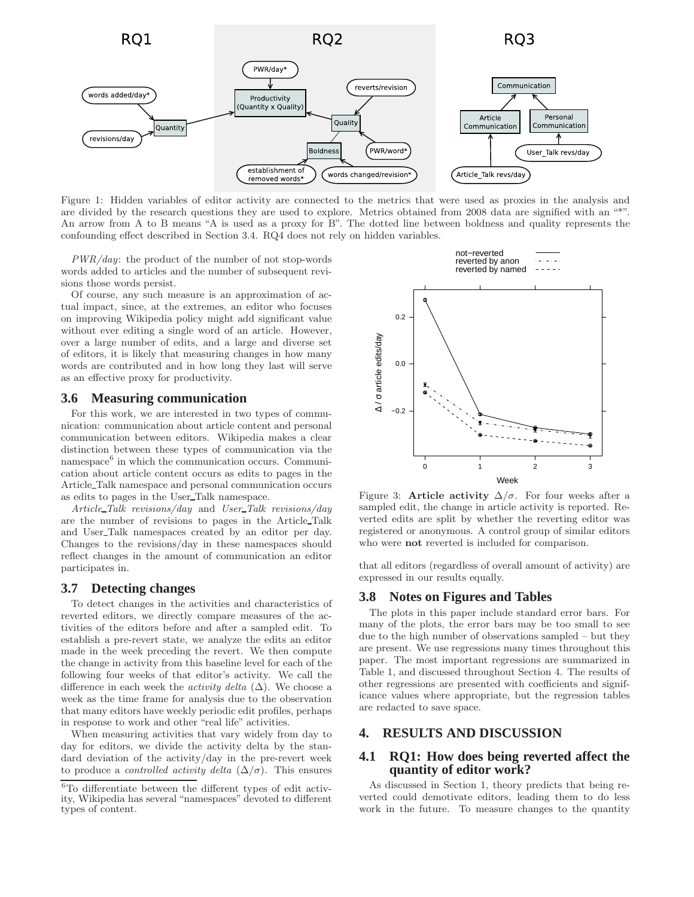Figure 1: Hidden variables of editor activity are connected to the metrics that were used as proxies in the analysis and are divided by the research questions they are used to explore. Metrics obtained from 2008 data are signified with an "*". An arrow from A to B means "A is used as a proxy for B". The dotted line between boldness and quality represents the confounding effect described in Section 3.4. RQ4 does not rely on hidden variables.

*PWR/day*: the product of the number of not stop-words words added to articles and the number of subsequent revisions those words persist.

Of course, any such measure is an approximation of actual impact, since, at the extremes, an editor who focuses on improving Wikipedia policy might add significant value without ever editing a single word of an article. However, over a large number of edits, and a large and diverse set of editors, it is likely that measuring changes in how many words are contributed and in how long they last will serve as an effective proxy for productivity.

### 3.6 Measuring communication

For this work, we are interested in two types of communication: communication about article content and personal communication between editors. Wikipedia makes a clear distinction between these types of communication via the namespace[6] in which the communication occurs. Communication about article content occurs as edits to pages in the Article_Talk namespace and personal communication occurs as edits to pages in the User_Talk namespace.

*Article_Talk revisions/day* and *User_Talk revisions/day* are the number of revisions to pages in the Article_Talk and User_Talk namespaces created by an editor per day. Changes to the revisions/day in these namespaces should reflect changes in the amount of communication an editor participates in.

### 3.7 Detecting changes

To detect changes in the activities and characteristics of reverted editors, we directly compare measures of the activities of the editors before and after a sampled edit. To establish a pre-revert state, we analyze the edits an editor made in the week preceding the revert. We then compute the change in activity from this baseline level for each of the following four weeks of that editor's activity. We call the difference in each week the *activity delta* ($\Delta$). We choose a week as the time frame for analysis due to the observation that many editors have weekly periodic edit profiles, perhaps in response to work and other "real life" activities.

When measuring activities that vary widely from day to day for editors, we divide the activity delta by the standard deviation of the activity/day in the pre-revert week to produce a *controlled activity delta* ($\Delta/\sigma$). This ensures that all editors (regardless of overall amount of activity) are expressed in our results equally.

[6] To differentiate between the different types of edit activity, Wikipedia has several "namespaces" devoted to different types of content.

Figure 3: **Article activity** $\Delta/\sigma$. For four weeks after a sampled edit, the change in article activity is reported. Reverted edits are split by whether the reverting editor was registered or anonymous. A control group of similar editors who were **not** reverted is included for comparison.

### 3.8 Notes on Figures and Tables

The plots in this paper include standard error bars. For many of the plots, the error bars may be too small to see due to the high number of observations sampled – but they are present. We use regressions many times throughout this paper. The most important regressions are summarized in Table 1, and discussed throughout Section 4. The results of other regressions are presented with coefficients and significance values where appropriate, but the regression tables are redacted to save space.

## 4. RESULTS AND DISCUSSION

### 4.1 RQ1: How does being reverted affect the quantity of editor work?

As discussed in Section 1, theory predicts that being reverted could demotivate editors, leading them to do less work in the future. To measure changes to the quantity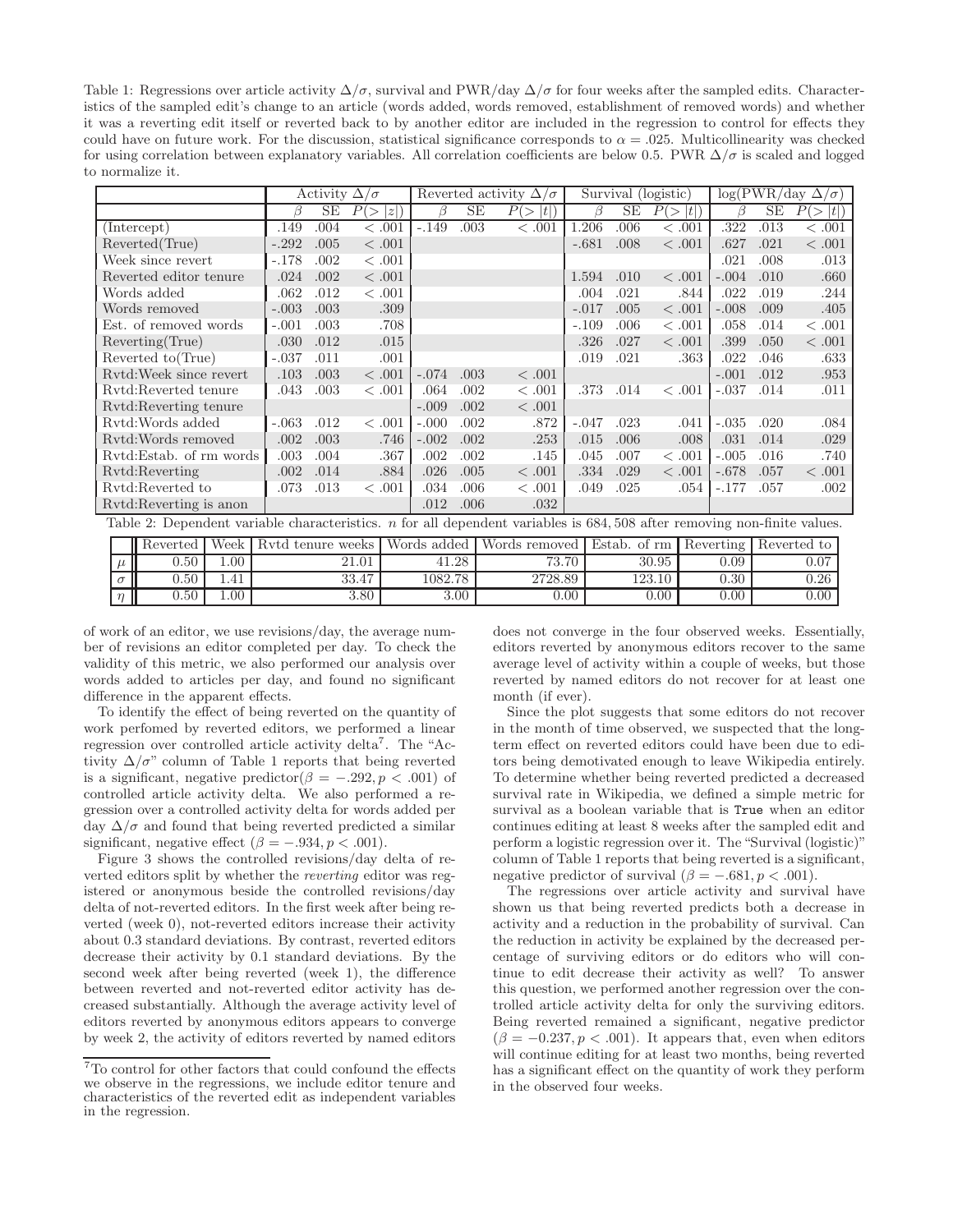Table 1: Regressions over article activity $\Delta/\sigma$, survival and PWR/day $\Delta/\sigma$ for four weeks after the sampled edits. Characteristics of the sampled edit's change to an article (words added, words removed, establishment of removed words) and whether it was a reverting edit itself or reverted back to by another editor are included in the regression to control for effects they could have on future work. For the discussion, statistical significance corresponds to $\alpha = .025$. Multicollinearity was checked for using correlation between explanatory variables. All correlation coefficients are below 0.5. PWR $\Delta/\sigma$ is scaled and logged to normalize it.

| | Activity $\Delta/\sigma$ | | | Reverted activity $\Delta/\sigma$ | | | Survival (logistic) | | | log(PWR/day $\Delta/\sigma$) | | |
|---|---|---|---|---|---|---|---|---|---|---|---|---|
| | $\beta$ | SE | $P(>\lvert z\rvert)$ | $\beta$ | SE | $P(>\lvert t\rvert)$ | $\beta$ | SE | $P(>\lvert t\rvert)$ | $\beta$ | SE | $P(>\lvert t\rvert)$ |
| (Intercept) | .149 | .004 | < .001 | -.149 | .003 | < .001 | 1.206 | .006 | < .001 | .322 | .013 | < .001 |
| Reverted(True) | -.292 | .005 | < .001 | | | | -.681 | .008 | < .001 | .627 | .021 | < .001 |
| Week since revert | -.178 | .002 | < .001 | | | | | | | .021 | .008 | .013 |
| Reverted editor tenure | .024 | .002 | < .001 | | | | 1.594 | .010 | < .001 | -.004 | .010 | .660 |
| Words added | .062 | .012 | < .001 | | | | .004 | .021 | .844 | .022 | .019 | .244 |
| Words removed | -.003 | .003 | .309 | | | | -.017 | .005 | < .001 | -.008 | .009 | .405 |
| Est. of removed words | -.001 | .003 | .708 | | | | -.109 | .006 | < .001 | .058 | .014 | < .001 |
| Reverting(True) | .030 | .012 | .015 | | | | .326 | .027 | < .001 | .399 | .050 | < .001 |
| Reverted to(True) | -.037 | .011 | .001 | | | | .019 | .021 | .363 | .022 | .046 | .633 |
| Rvtd:Week since revert | .103 | .003 | < .001 | -.074 | .003 | < .001 | | | | -.001 | .012 | .953 |
| Rvtd:Reverted tenure | .043 | .003 | < .001 | .064 | .002 | < .001 | .373 | .014 | < .001 | -.037 | .014 | .011 |
| Rvtd:Reverting tenure | | | | -.009 | .002 | < .001 | | | | | | |
| Rvtd:Words added | -.063 | .012 | < .001 | -.000 | .002 | .872 | -.047 | .023 | .041 | -.035 | .020 | .084 |
| Rvtd:Words removed | .002 | .003 | .746 | -.002 | .002 | .253 | .015 | .006 | .008 | .031 | .014 | .029 |
| Rvtd:Estab. of rm words | .003 | .004 | .367 | .002 | .002 | .145 | .045 | .007 | < .001 | -.005 | .016 | .740 |
| Rvtd:Reverting | .002 | .014 | .884 | .026 | .005 | < .001 | .334 | .029 | < .001 | -.678 | .057 | < .001 |
| Rvtd:Reverted to | .073 | .013 | < .001 | .034 | .006 | < .001 | .049 | .025 | .054 | -.177 | .057 | .002 |
| Rvtd:Reverting is anon | | | | .012 | .006 | .032 | | | | | | |

Table 2: Dependent variable characteristics. $n$ for all dependent variables is 684,508 after removing non-finite values.

| | Reverted | Week | Rvtd tenure weeks | Words added | Words removed | Estab. of rm | Reverting | Reverted to |
|---|---|---|---|---|---|---|---|---|
| $\mu$ | 0.50 | 1.00 | 21.01 | 41.28 | 73.70 | 30.95 | 0.09 | 0.07 |
| $\sigma$ | 0.50 | 1.41 | 33.47 | 1082.78 | 2728.89 | 123.10 | 0.30 | 0.26 |
| $\eta$ | 0.50 | 1.00 | 3.80 | 3.00 | 0.00 | 0.00 | 0.00 | 0.00 |

of work of an editor, we use revisions/day, the average number of revisions an editor completed per day. To check the validity of this metric, we also performed our analysis over words added to articles per day, and found no significant difference in the apparent effects.

To identify the effect of being reverted on the quantity of work perfomed by reverted editors, we performed a linear regression over controlled article activity delta[7]. The "Activity $\Delta/\sigma$" column of Table 1 reports that being reverted is a significant, negative predictor($\beta = -.292, p < .001$) of controlled article activity delta. We also performed a regression over a controlled activity delta for words added per day $\Delta/\sigma$ and found that being reverted predicted a similar significant, negative effect ($\beta = -.934, p < .001$).

Figure 3 shows the controlled revisions/day delta of reverted editors split by whether the *reverting* editor was registered or anonymous beside the controlled revisions/day delta of not-reverted editors. In the first week after being reverted (week 0), not-reverted editors increase their activity about 0.3 standard deviations. By contrast, reverted editors decrease their activity by 0.1 standard deviations. By the second week after being reverted (week 1), the difference between reverted and not-reverted editor activity has decreased substantially. Although the average activity level of editors reverted by anonymous editors appears to converge by week 2, the activity of editors reverted by named editors does not converge in the four observed weeks. Essentially, editors reverted by anonymous editors recover to the same average level of activity within a couple of weeks, but those reverted by named editors do not recover for at least one month (if ever).

Since the plot suggests that some editors do not recover in the month of time observed, we suspected that the long-term effect on reverted editors could have been due to editors being demotivated enough to leave Wikipedia entirely. To determine whether being reverted predicted a decreased survival rate in Wikipedia, we defined a simple metric for survival as a boolean variable that is `True` when an editor continues editing at least 8 weeks after the sampled edit and perform a logistic regression over it. The "Survival (logistic)" column of Table 1 reports that being reverted is a significant, negative predictor of survival ($\beta = -.681, p < .001$).

The regressions over article activity and survival have shown us that being reverted predicts both a decrease in activity and a reduction in the probability of survival. Can the reduction in activity be explained by the decreased percentage of surviving editors or do editors who will continue to edit decrease their activity as well? To answer this question, we performed another regression over the controlled article activity delta for only the surviving editors. Being reverted remained a significant, negative predictor ($\beta = -0.237, p < .001$). It appears that, even when editors will continue editing for at least two months, being reverted has a significant effect on the quantity of work they perform in the observed four weeks.

[7] To control for other factors that could confound the effects we observe in the regressions, we include editor tenure and characteristics of the reverted edit as independent variables in the regression.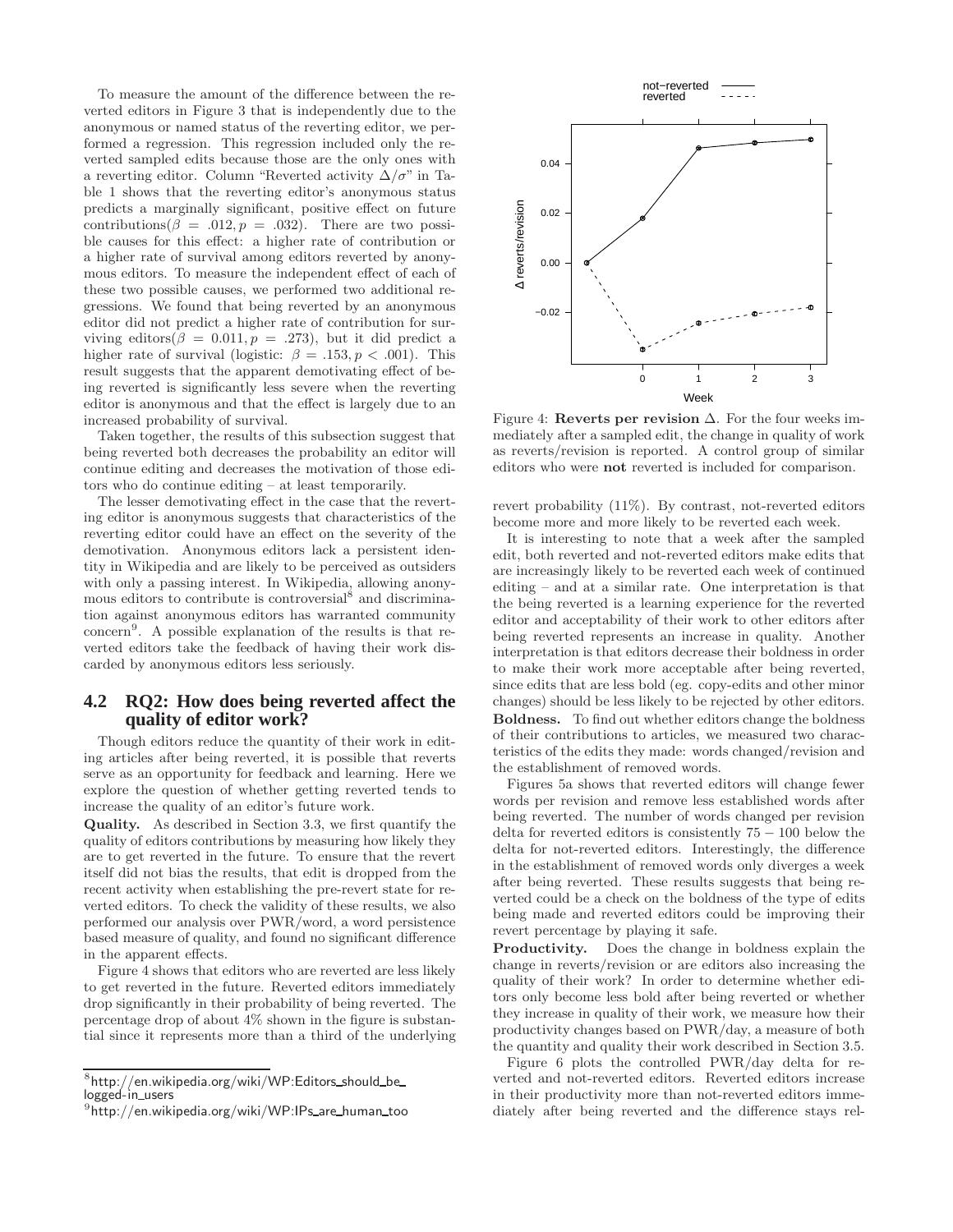To measure the amount of the difference between the reverted editors in Figure 3 that is independently due to the anonymous or named status of the reverting editor, we performed a regression. This regression included only the reverted sampled edits because those are the only ones with a reverting editor. Column "Reverted activity $\Delta/\sigma$" in Table 1 shows that the reverting editor's anonymous status predicts a marginally significant, positive effect on future contributions($\beta = .012, p = .032$). There are two possible causes for this effect: a higher rate of contribution or a higher rate of survival among editors reverted by anonymous editors. To measure the independent effect of each of these two possible causes, we performed two additional regressions. We found that being reverted by an anonymous editor did not predict a higher rate of contribution for surviving editors($\beta = 0.011, p = .273$), but it did predict a higher rate of survival (logistic: $\beta = .153, p < .001$). This result suggests that the apparent demotivating effect of being reverted is significantly less severe when the reverting editor is anonymous and that the effect is largely due to an increased probability of survival.

Taken together, the results of this subsection suggest that being reverted both decreases the probability an editor will continue editing and decreases the motivation of those editors who do continue editing – at least temporarily.

The lesser demotivating effect in the case that the reverting editor is anonymous suggests that characteristics of the reverting editor could have an effect on the severity of the demotivation. Anonymous editors lack a persistent identity in Wikipedia and are likely to be perceived as outsiders with only a passing interest. In Wikipedia, allowing anonymous editors to contribute is controversial[8] and discrimination against anonymous editors has warranted community concern[9]. A possible explanation of the results is that reverted editors take the feedback of having their work discarded by anonymous editors less seriously.

## 4.2 RQ2: How does being reverted affect the quality of editor work?

Though editors reduce the quantity of their work in editing articles after being reverted, it is possible that reverts serve as an opportunity for feedback and learning. Here we explore the question of whether getting reverted tends to increase the quality of an editor's future work.

**Quality.** As described in Section 3.3, we first quantify the quality of editors contributions by measuring how likely they are to get reverted in the future. To ensure that the revert itself did not bias the results, that edit is dropped from the recent activity when establishing the pre-revert state for reverted editors. To check the validity of these results, we also performed our analysis over PWR/word, a word persistence based measure of quality, and found no significant difference in the apparent effects.

Figure 4 shows that editors who are reverted are less likely to get reverted in the future. Reverted editors immediately drop significantly in their probability of being reverted. The percentage drop of about 4% shown in the figure is substantial since it represents more than a third of the underlying revert probability (11%). By contrast, not-reverted editors become more and more likely to be reverted each week.

not−reverted
reverted
Δ reverts/revision
0.04
0.02
0.00
−0.02
0
1
2
3
Week

Figure 4: **Reverts per revision Δ.** For the four weeks immediately after a sampled edit, the change in quality of work as reverts/revision is reported. A control group of similar editors who were **not** reverted is included for comparison.

It is interesting to note that a week after the sampled edit, both reverted and not-reverted editors make edits that are increasingly likely to be reverted each week of continued editing – and at a similar rate. One interpretation is that the being reverted is a learning experience for the reverted editor and acceptability of their work to other editors after being reverted represents an increase in quality. Another interpretation is that editors decrease their boldness in order to make their work more acceptable after being reverted, since edits that are less bold (eg. copy-edits and other minor changes) should be less likely to be rejected by other editors.

**Boldness.** To find out whether editors change the boldness of their contributions to articles, we measured two characteristics of the edits they made: words changed/revision and the establishment of removed words.

Figures 5a shows that reverted editors will change fewer words per revision and remove less established words after being reverted. The number of words changed per revision delta for reverted editors is consistently $75 - 100$ below the delta for not-reverted editors. Interestingly, the difference in the establishment of removed words only diverges a week after being reverted. These results suggests that being reverted could be a check on the boldness of the type of edits being made and reverted editors could be improving their revert percentage by playing it safe.

**Productivity.** Does the change in boldness explain the change in reverts/revision or are editors also increasing the quality of their work? In order to determine whether editors only become less bold after being reverted or whether they increase in quality of their work, we measure how their productivity changes based on PWR/day, a measure of both the quantity and quality their work described in Section 3.5.

Figure 6 plots the controlled PWR/day delta for reverted and not-reverted editors. Reverted editors increase in their productivity more than not-reverted editors immediately after being reverted and the difference stays rel-

[8] http://en.wikipedia.org/wiki/WP:Editors_should_be_logged-in_users

[9] http://en.wikipedia.org/wiki/WP:IPs_are_human_too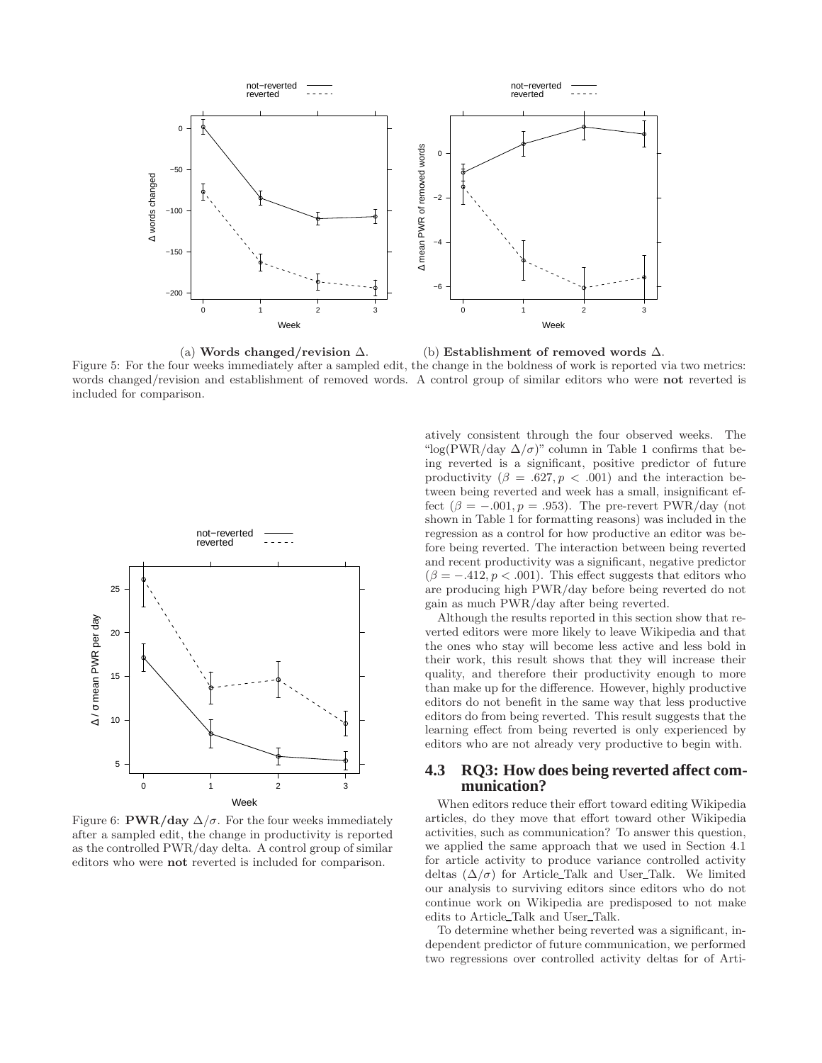(a) **Words changed/revision Δ.** (b) **Establishment of removed words Δ.**

Figure 5: For the four weeks immediately after a sampled edit, the change in the boldness of work is reported via two metrics: words changed/revision and establishment of removed words. A control group of similar editors who were **not** reverted is included for comparison.

Figure 6: **PWR/day** $\Delta/\sigma$. For the four weeks immediately after a sampled edit, the change in productivity is reported as the controlled PWR/day delta. A control group of similar editors who were **not** reverted is included for comparison.

atively consistent through the four observed weeks. The "log(PWR/day $\Delta/\sigma$)" column in Table 1 confirms that being reverted is a significant, positive predictor of future productivity ($\beta = .627, p < .001$) and the interaction between being reverted and week has a small, insignificant effect ($\beta = -.001, p = .953$). The pre-revert PWR/day (not shown in Table 1 for formatting reasons) was included in the regression as a control for how productive an editor was before being reverted. The interaction between being reverted and recent productivity was a significant, negative predictor ($\beta = -.412, p < .001$). This effect suggests that editors who are producing high PWR/day before being reverted do not gain as much PWR/day after being reverted.

Although the results reported in this section show that reverted editors were more likely to leave Wikipedia and that the ones who stay will become less active and less bold in their work, this result shows that they will increase their quality, and therefore their productivity enough to more than make up for the difference. However, highly productive editors do not benefit in the same way that less productive editors do from being reverted. This result suggests that the learning effect from being reverted is only experienced by editors who are not already very productive to begin with.

## 4.3 RQ3: How does being reverted affect communication?

When editors reduce their effort toward editing Wikipedia articles, do they move that effort toward other Wikipedia activities, such as communication? To answer this question, we applied the same approach that we used in Section 4.1 for article activity to produce variance controlled activity deltas ($\Delta/\sigma$) for Article_Talk and User_Talk. We limited our analysis to surviving editors since editors who do not continue work on Wikipedia are predisposed to not make edits to Article_Talk and User_Talk.

To determine whether being reverted was a significant, independent predictor of future communication, we performed two regressions over controlled activity deltas for of Arti-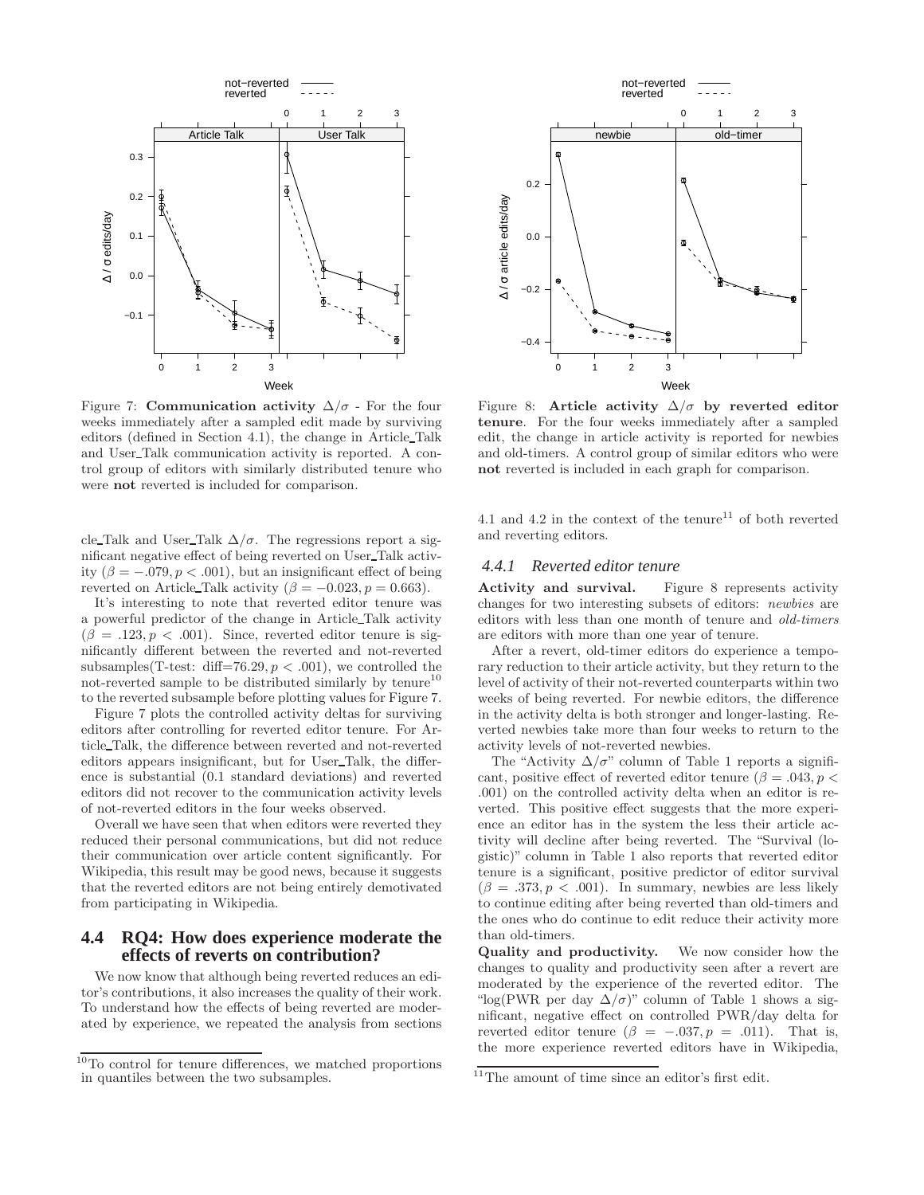Figure 7: **Communication activity** $\Delta/\sigma$ - For the four weeks immediately after a sampled edit made by surviving editors (defined in Section 4.1), the change in Article_Talk and User_Talk communication activity is reported. A control group of editors with similarly distributed tenure who were **not** reverted is included for comparison.

Figure 8: **Article activity** $\Delta/\sigma$ **by reverted editor tenure**. For the four weeks immediately after a sampled edit, the change in article activity is reported for newbies and old-timers. A control group of similar editors who were **not** reverted is included in each graph for comparison.

cle_Talk and User_Talk $\Delta/\sigma$. The regressions report a significant negative effect of being reverted on User_Talk activity ($\beta = -.079, p < .001$), but an insignificant effect of being reverted on Article_Talk activity ($\beta = -0.023, p = 0.663$).

It's interesting to note that reverted editor tenure was a powerful predictor of the change in Article_Talk activity ($\beta = .123, p < .001$). Since, reverted editor tenure is significantly different between the reverted and not-reverted subsamples(T-test: diff=76.29, $p < .001$), we controlled the not-reverted sample to be distributed similarly by tenure[10] to the reverted subsample before plotting values for Figure 7.

Figure 7 plots the controlled activity deltas for surviving editors after controlling for reverted editor tenure. For Article_Talk, the difference between reverted and not-reverted editors appears insignificant, but for User_Talk, the difference is substantial (0.1 standard deviations) and reverted editors did not recover to the communication activity levels of not-reverted editors in the four weeks observed.

Overall we have seen that when editors were reverted they reduced their personal communications, but did not reduce their communication over article content significantly. For Wikipedia, this result may be good news, because it suggests that the reverted editors are not being entirely demotivated from participating in Wikipedia.

## 4.4 RQ4: How does experience moderate the effects of reverts on contribution?

We now know that although being reverted reduces an editor's contributions, it also increases the quality of their work. To understand how the effects of being reverted are moderated by experience, we repeated the analysis from sections 4.1 and 4.2 in the context of the tenure[11] of both reverted and reverting editors.

### 4.4.1 Reverted editor tenure

**Activity and survival.** Figure 8 represents activity changes for two interesting subsets of editors: *newbies* are editors with less than one month of tenure and *old-timers* are editors with more than one year of tenure.

After a revert, old-timer editors do experience a temporary reduction to their article activity, but they return to the level of activity of their not-reverted counterparts within two weeks of being reverted. For newbie editors, the difference in the activity delta is both stronger and longer-lasting. Reverted newbies take more than four weeks to return to the activity levels of not-reverted newbies.

The "Activity $\Delta/\sigma$" column of Table 1 reports a significant, positive effect of reverted editor tenure ($\beta = .043, p < .001$) on the controlled activity delta when an editor is reverted. This positive effect suggests that the more experience an editor has in the system the less their article activity will decline after being reverted. The "Survival (logistic)" column in Table 1 also reports that reverted editor tenure is a significant, positive predictor of editor survival ($\beta = .373, p < .001$). In summary, newbies are less likely to continue editing after being reverted than old-timers and the ones who do continue to edit reduce their activity more than old-timers.

**Quality and productivity.** We now consider how the changes to quality and productivity seen after a revert are moderated by the experience of the reverted editor. The "log(PWR per day $\Delta/\sigma$)" column of Table 1 shows a significant, negative effect on controlled PWR/day delta for reverted editor tenure ($\beta = -.037, p = .011$). That is, the more experience reverted editors have in Wikipedia,

[10] To control for tenure differences, we matched proportions in quantiles between the two subsamples.

[11] The amount of time since an editor's first edit.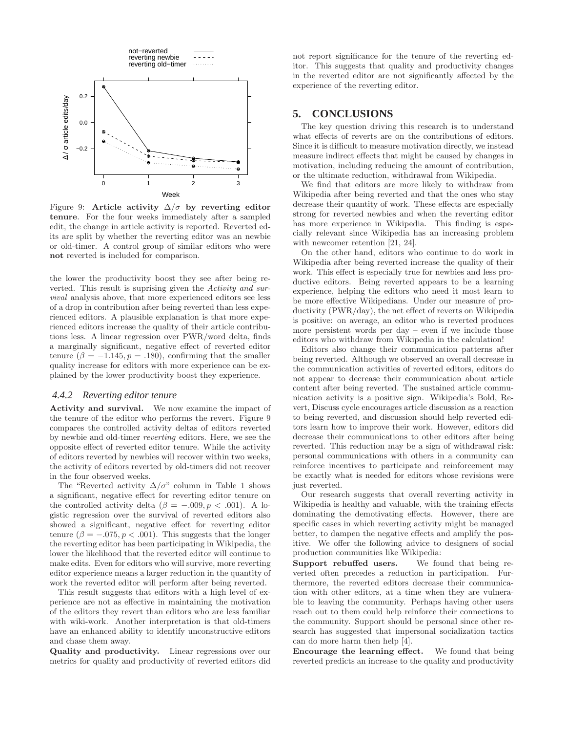Figure 9: **Article activity $\Delta/\sigma$ by reverting editor tenure**. For the four weeks immediately after a sampled edit, the change in article activity is reported. Reverted edits are split by whether the reverting editor was an newbie or old-timer. A control group of similar editors who were **not** reverted is included for comparison.

the lower the productivity boost they see after being reverted. This result is suprising given the *Activity and survival* analysis above, that more experienced editors see less of a drop in contribution after being reverted than less experienced editors. A plausible explanation is that more experienced editors increase the quality of their article contributions less. A linear regression over PWR/word delta, finds a marginally significant, negative effect of reverted editor tenure ($\beta = -1.145, p = .180$), confirming that the smaller quality increase for editors with more experience can be explained by the lower productivity boost they experience.

### 4.4.2 Reverting editor tenure

**Activity and survival.** We now examine the impact of the tenure of the editor who performs the revert. Figure 9 compares the controlled activity deltas of editors reverted by newbie and old-timer *reverting* editors. Here, we see the opposite effect of reverted editor tenure. While the activity of editors reverted by newbies will recover within two weeks, the activity of editors reverted by old-timers did not recover in the four observed weeks.

The "Reverted activity $\Delta/\sigma$" column in Table 1 shows a significant, negative effect for reverting editor tenure on the controlled activity delta ($\beta = -.009, p < .001$). A logistic regression over the survival of reverted editors also showed a significant, negative effect for reverting editor tenure ($\beta = -.075, p < .001$). This suggests that the longer the reverting editor has been participating in Wikipedia, the lower the likelihood that the reverted editor will continue to make edits. Even for editors who will survive, more reverting editor experience means a larger reduction in the quantity of work the reverted editor will perform after being reverted.

This result suggests that editors with a high level of experience are not as effective in maintaining the motivation of the editors they revert than editors who are less familiar with wiki-work. Another interpretation is that old-timers have an enhanced ability to identify unconstructive editors and chase them away.

**Quality and productivity.** Linear regressions over our metrics for quality and productivity of reverted editors did not report significance for the tenure of the reverting editor. This suggests that quality and productivity changes in the reverted editor are not significantly affected by the experience of the reverting editor.

## 5. CONCLUSIONS

The key question driving this research is to understand what effects of reverts are on the contributions of editors. Since it is difficult to measure motivation directly, we instead measure indirect effects that might be caused by changes in motivation, including reducing the amount of contribution, or the ultimate reduction, withdrawal from Wikipedia.

We find that editors are more likely to withdraw from Wikipedia after being reverted and that the ones who stay decrease their quantity of work. These effects are especially strong for reverted newbies and when the reverting editor has more experience in Wikipedia. This finding is especially relevant since Wikipedia has an increasing problem with newcomer retention [21, 24].

On the other hand, editors who continue to do work in Wikipedia after being reverted increase the quality of their work. This effect is especially true for newbies and less productive editors. Being reverted appears to be a learning experience, helping the editors who need it most learn to be more effective Wikipedians. Under our measure of productivity (PWR/day), the net effect of reverts on Wikipedia is positive: on average, an editor who is reverted produces more persistent words per day – even if we include those editors who withdraw from Wikipedia in the calculation!

Editors also change their communication patterns after being reverted. Although we observed an overall decrease in the communication activities of reverted editors, editors do not appear to decrease their communication about article content after being reverted. The sustained article communication activity is a positive sign. Wikipedia's Bold, Revert, Discuss cycle encourages article discussion as a reaction to being reverted, and discussion should help reverted editors learn how to improve their work. However, editors did decrease their communications to other editors after being reverted. This reduction may be a sign of withdrawal risk: personal communications with others in a community can reinforce incentives to participate and reinforcement may be exactly what is needed for editors whose revisions were just reverted.

Our research suggests that overall reverting activity in Wikipedia is healthy and valuable, with the training effects dominating the demotivating effects. However, there are specific cases in which reverting activity might be managed better, to dampen the negative effects and amplify the positive. We offer the following advice to designers of social production communities like Wikipedia:

**Support rebuffed users.** We found that being reverted often precedes a reduction in participation. Furthermore, the reverted editors decrease their communication with other editors, at a time when they are vulnerable to leaving the community. Perhaps having other users reach out to them could help reinforce their connections to the community. Support should be personal since other research has suggested that impersonal socialization tactics can do more harm then help [4].

**Encourage the learning effect.** We found that being reverted predicts an increase to the quality and productivity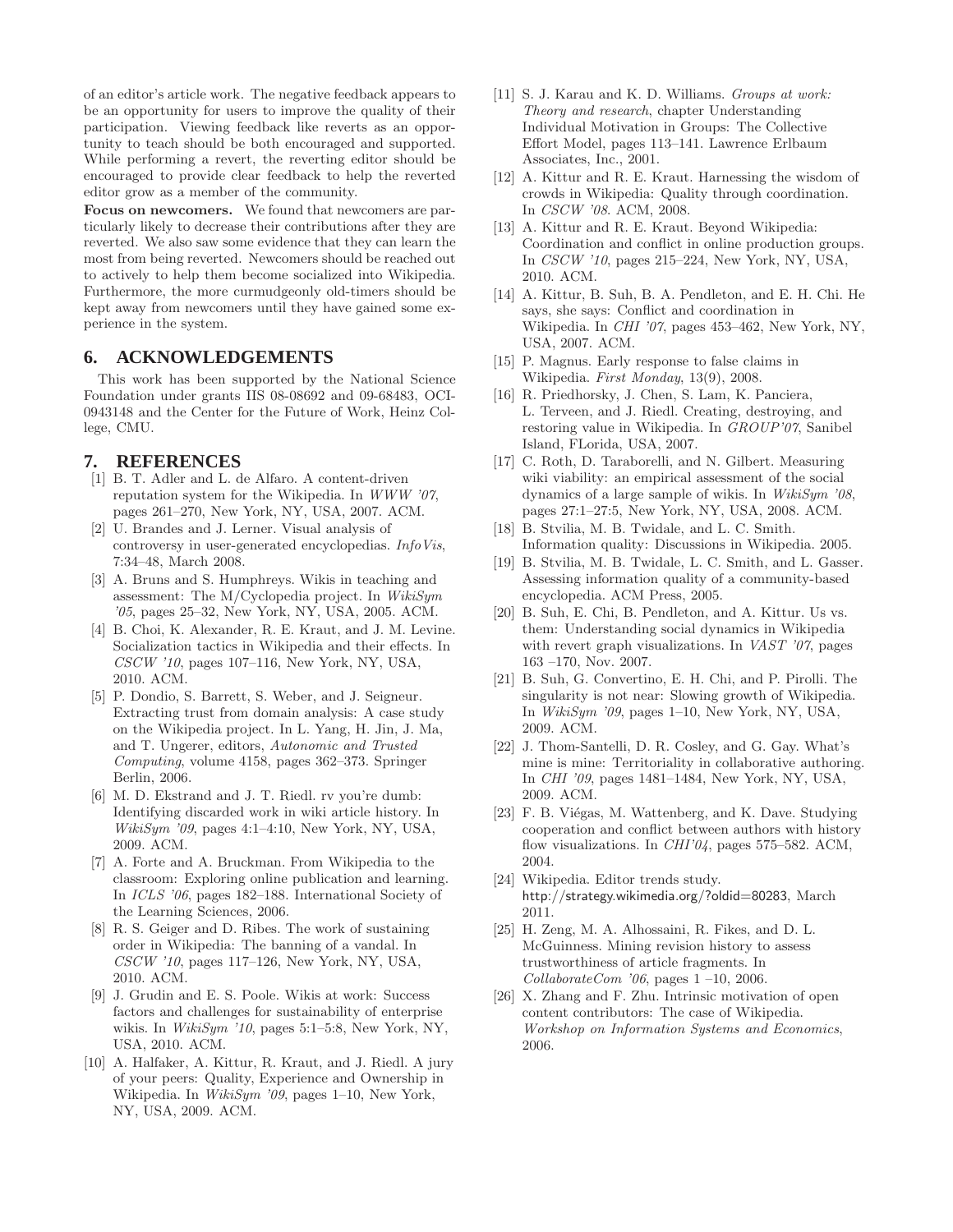of an editor's article work. The negative feedback appears to be an opportunity for users to improve the quality of their participation. Viewing feedback like reverts as an opportunity to teach should be both encouraged and supported. While performing a revert, the reverting editor should be encouraged to provide clear feedback to help the reverted editor grow as a member of the community.

**Focus on newcomers.** We found that newcomers are particularly likely to decrease their contributions after they are reverted. We also saw some evidence that they can learn the most from being reverted. Newcomers should be reached out to actively to help them become socialized into Wikipedia. Furthermore, the more curmudgeonly old-timers should be kept away from newcomers until they have gained some experience in the system.

## 6. ACKNOWLEDGEMENTS

This work has been supported by the National Science Foundation under grants IIS 08-08692 and 09-68483, OCI-0943148 and the Center for the Future of Work, Heinz College, CMU.

## 7. REFERENCES

[1] B. T. Adler and L. de Alfaro. A content-driven reputation system for the Wikipedia. In *WWW '07*, pages 261–270, New York, NY, USA, 2007. ACM.

[2] U. Brandes and J. Lerner. Visual analysis of controversy in user-generated encyclopedias. *InfoVis*, 7:34–48, March 2008.

[3] A. Bruns and S. Humphreys. Wikis in teaching and assessment: The M/Cyclopedia project. In *WikiSym '05*, pages 25–32, New York, NY, USA, 2005. ACM.

[4] B. Choi, K. Alexander, R. E. Kraut, and J. M. Levine. Socialization tactics in Wikipedia and their effects. In *CSCW '10*, pages 107–116, New York, NY, USA, 2010. ACM.

[5] P. Dondio, S. Barrett, S. Weber, and J. Seigneur. Extracting trust from domain analysis: A case study on the Wikipedia project. In L. Yang, H. Jin, J. Ma, and T. Ungerer, editors, *Autonomic and Trusted Computing*, volume 4158, pages 362–373. Springer Berlin, 2006.

[6] M. D. Ekstrand and J. T. Riedl. rv you're dumb: Identifying discarded work in wiki article history. In *WikiSym '09*, pages 4:1–4:10, New York, NY, USA, 2009. ACM.

[7] A. Forte and A. Bruckman. From Wikipedia to the classroom: Exploring online publication and learning. In *ICLS '06*, pages 182–188. International Society of the Learning Sciences, 2006.

[8] R. S. Geiger and D. Ribes. The work of sustaining order in Wikipedia: The banning of a vandal. In *CSCW '10*, pages 117–126, New York, NY, USA, 2010. ACM.

[9] J. Grudin and E. S. Poole. Wikis at work: Success factors and challenges for sustainability of enterprise wikis. In *WikiSym '10*, pages 5:1–5:8, New York, NY, USA, 2010. ACM.

[10] A. Halfaker, A. Kittur, R. Kraut, and J. Riedl. A jury of your peers: Quality, Experience and Ownership in Wikipedia. In *WikiSym '09*, pages 1–10, New York, NY, USA, 2009. ACM.

[11] S. J. Karau and K. D. Williams. *Groups at work: Theory and research*, chapter Understanding Individual Motivation in Groups: The Collective Effort Model, pages 113–141. Lawrence Erlbaum Associates, Inc., 2001.

[12] A. Kittur and R. E. Kraut. Harnessing the wisdom of crowds in Wikipedia: Quality through coordination. In *CSCW '08*. ACM, 2008.

[13] A. Kittur and R. E. Kraut. Beyond Wikipedia: Coordination and conflict in online production groups. In *CSCW '10*, pages 215–224, New York, NY, USA, 2010. ACM.

[14] A. Kittur, B. Suh, B. A. Pendleton, and E. H. Chi. He says, she says: Conflict and coordination in Wikipedia. In *CHI '07*, pages 453–462, New York, NY, USA, 2007. ACM.

[15] P. Magnus. Early response to false claims in Wikipedia. *First Monday*, 13(9), 2008.

[16] R. Priedhorsky, J. Chen, S. Lam, K. Panciera, L. Terveen, and J. Riedl. Creating, destroying, and restoring value in Wikipedia. In *GROUP'07*, Sanibel Island, FLorida, USA, 2007.

[17] C. Roth, D. Taraborelli, and N. Gilbert. Measuring wiki viability: an empirical assessment of the social dynamics of a large sample of wikis. In *WikiSym '08*, pages 27:1–27:5, New York, NY, USA, 2008. ACM.

[18] B. Stvilia, M. B. Twidale, and L. C. Smith. Information quality: Discussions in Wikipedia. 2005.

[19] B. Stvilia, M. B. Twidale, L. C. Smith, and L. Gasser. Assessing information quality of a community-based encyclopedia. ACM Press, 2005.

[20] B. Suh, E. Chi, B. Pendleton, and A. Kittur. Us vs. them: Understanding social dynamics in Wikipedia with revert graph visualizations. In *VAST '07*, pages 163 –170, Nov. 2007.

[21] B. Suh, G. Convertino, E. H. Chi, and P. Pirolli. The singularity is not near: Slowing growth of Wikipedia. In *WikiSym '09*, pages 1–10, New York, NY, USA, 2009. ACM.

[22] J. Thom-Santelli, D. R. Cosley, and G. Gay. What's mine is mine: Territoriality in collaborative authoring. In *CHI '09*, pages 1481–1484, New York, NY, USA, 2009. ACM.

[23] F. B. Viégas, M. Wattenberg, and K. Dave. Studying cooperation and conflict between authors with history flow visualizations. In *CHI'04*, pages 575–582. ACM, 2004.

[24] Wikipedia. Editor trends study. http://strategy.wikimedia.org/?oldid=80283, March 2011.

[25] H. Zeng, M. A. Alhossaini, R. Fikes, and D. L. McGuinness. Mining revision history to assess trustworthiness of article fragments. In *CollaborateCom '06*, pages 1 –10, 2006.

[26] X. Zhang and F. Zhu. Intrinsic motivation of open content contributors: The case of Wikipedia. *Workshop on Information Systems and Economics*, 2006.